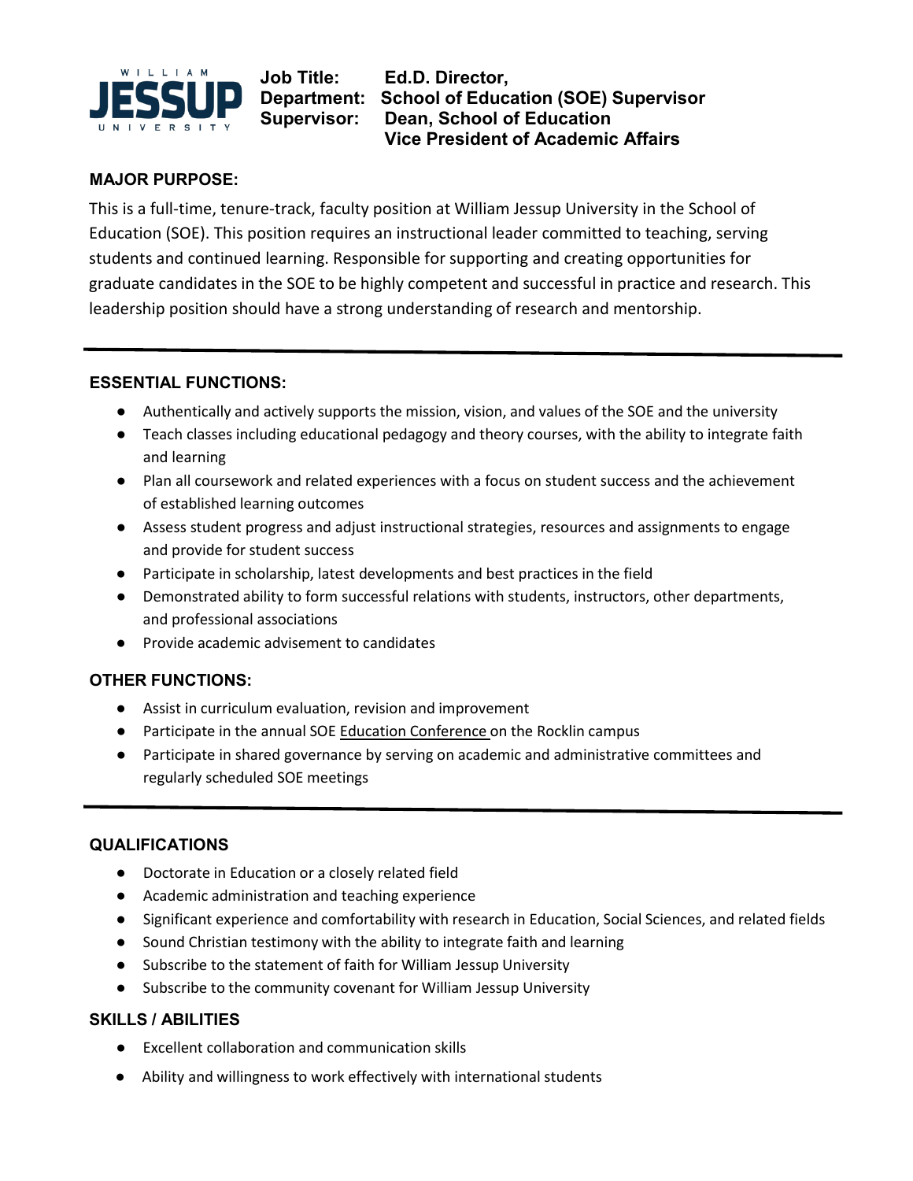**Job Title:** Ed.D. Director,
**Department:** School of Education (SOE) Supervisor
**Supervisor:** Dean, School of Education
Vice President of Academic Affairs

### MAJOR PURPOSE:

This is a full-time, tenure-track, faculty position at William Jessup University in the School of Education (SOE). This position requires an instructional leader committed to teaching, serving students and continued learning. Responsible for supporting and creating opportunities for graduate candidates in the SOE to be highly competent and successful in practice and research. This leadership position should have a strong understanding of research and mentorship.

---

### ESSENTIAL FUNCTIONS:

- Authentically and actively supports the mission, vision, and values of the SOE and the university
- Teach classes including educational pedagogy and theory courses, with the ability to integrate faith and learning
- Plan all coursework and related experiences with a focus on student success and the achievement of established learning outcomes
- Assess student progress and adjust instructional strategies, resources and assignments to engage and provide for student success
- Participate in scholarship, latest developments and best practices in the field
- Demonstrated ability to form successful relations with students, instructors, other departments, and professional associations
- Provide academic advisement to candidates

### OTHER FUNCTIONS:

- Assist in curriculum evaluation, revision and improvement
- Participate in the annual SOE Education Conference on the Rocklin campus
- Participate in shared governance by serving on academic and administrative committees and regularly scheduled SOE meetings

---

### QUALIFICATIONS

- Doctorate in Education or a closely related field
- Academic administration and teaching experience
- Significant experience and comfortability with research in Education, Social Sciences, and related fields
- Sound Christian testimony with the ability to integrate faith and learning
- Subscribe to the statement of faith for William Jessup University
- Subscribe to the community covenant for William Jessup University

### SKILLS / ABILITIES

- Excellent collaboration and communication skills
- Ability and willingness to work effectively with international students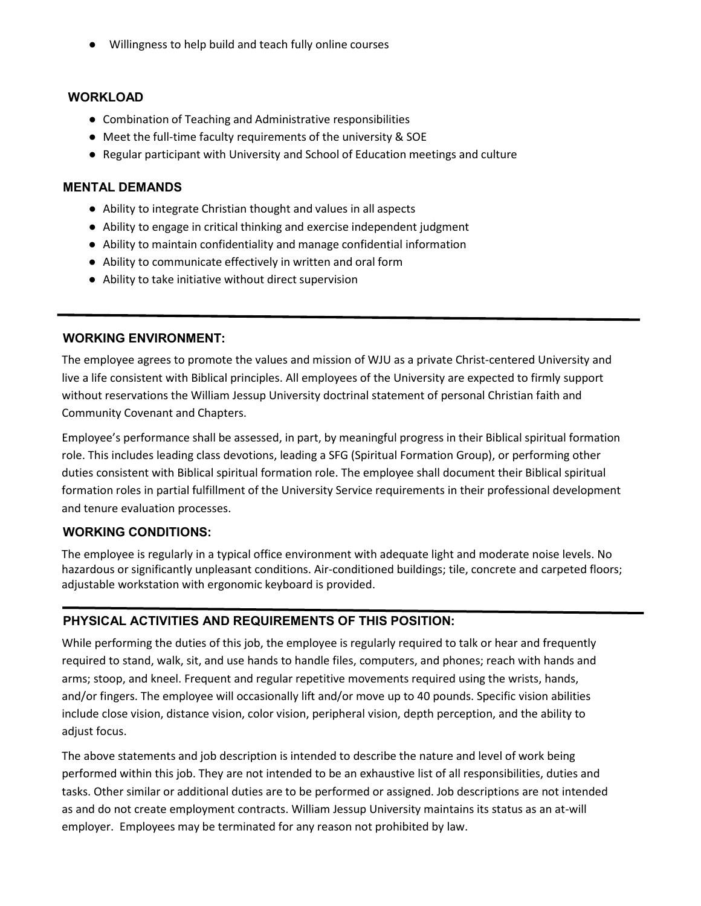- Willingness to help build and teach fully online courses

## WORKLOAD

- Combination of Teaching and Administrative responsibilities
- Meet the full-time faculty requirements of the university & SOE
- Regular participant with University and School of Education meetings and culture

## MENTAL DEMANDS

- Ability to integrate Christian thought and values in all aspects
- Ability to engage in critical thinking and exercise independent judgment
- Ability to maintain confidentiality and manage confidential information
- Ability to communicate effectively in written and oral form
- Ability to take initiative without direct supervision

---

## WORKING ENVIRONMENT:

The employee agrees to promote the values and mission of WJU as a private Christ-centered University and live a life consistent with Biblical principles. All employees of the University are expected to firmly support without reservations the William Jessup University doctrinal statement of personal Christian faith and Community Covenant and Chapters.

Employee's performance shall be assessed, in part, by meaningful progress in their Biblical spiritual formation role. This includes leading class devotions, leading a SFG (Spiritual Formation Group), or performing other duties consistent with Biblical spiritual formation role. The employee shall document their Biblical spiritual formation roles in partial fulfillment of the University Service requirements in their professional development and tenure evaluation processes.

## WORKING CONDITIONS:

The employee is regularly in a typical office environment with adequate light and moderate noise levels. No hazardous or significantly unpleasant conditions. Air-conditioned buildings; tile, concrete and carpeted floors; adjustable workstation with ergonomic keyboard is provided.

---

## PHYSICAL ACTIVITIES AND REQUIREMENTS OF THIS POSITION:

While performing the duties of this job, the employee is regularly required to talk or hear and frequently required to stand, walk, sit, and use hands to handle files, computers, and phones; reach with hands and arms; stoop, and kneel. Frequent and regular repetitive movements required using the wrists, hands, and/or fingers. The employee will occasionally lift and/or move up to 40 pounds. Specific vision abilities include close vision, distance vision, color vision, peripheral vision, depth perception, and the ability to adjust focus.

The above statements and job description is intended to describe the nature and level of work being performed within this job. They are not intended to be an exhaustive list of all responsibilities, duties and tasks. Other similar or additional duties are to be performed or assigned. Job descriptions are not intended as and do not create employment contracts. William Jessup University maintains its status as an at-will employer. Employees may be terminated for any reason not prohibited by law.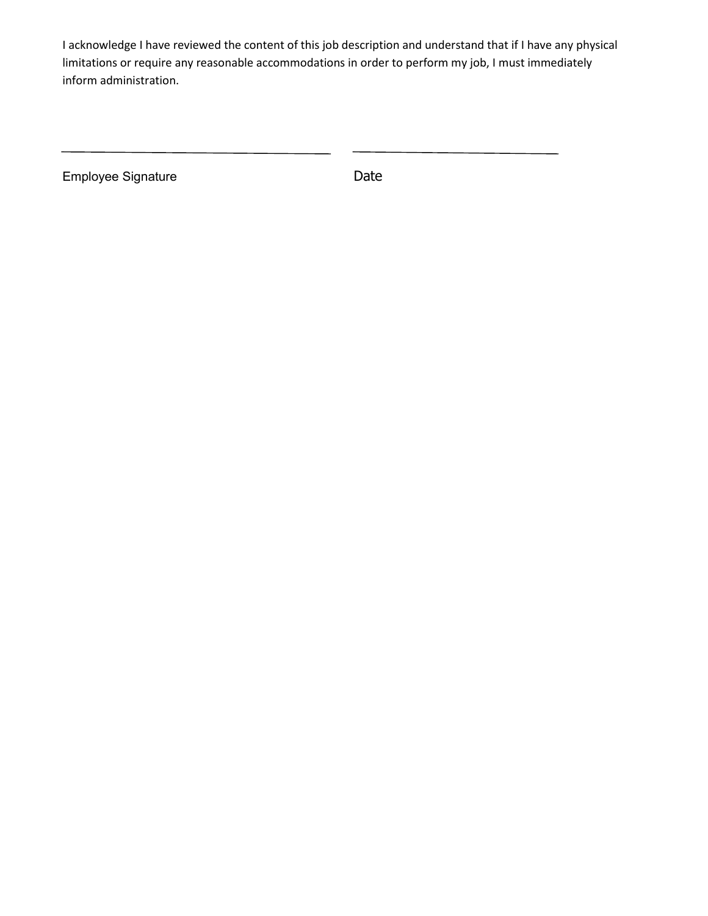I acknowledge I have reviewed the content of this job description and understand that if I have any physical limitations or require any reasonable accommodations in order to perform my job, I must immediately inform administration.

\_\_\_\_\_\_\_\_\_\_\_\_\_\_\_\_\_\_\_\_\_\_\_\_\_\_\_\_\_\_\_\_\_\_\_\_\_\_\_\_ \_\_\_\_\_\_\_\_\_\_\_\_\_\_\_\_\_\_\_\_\_\_\_\_\_\_\_\_\_\_

Employee Signature Date